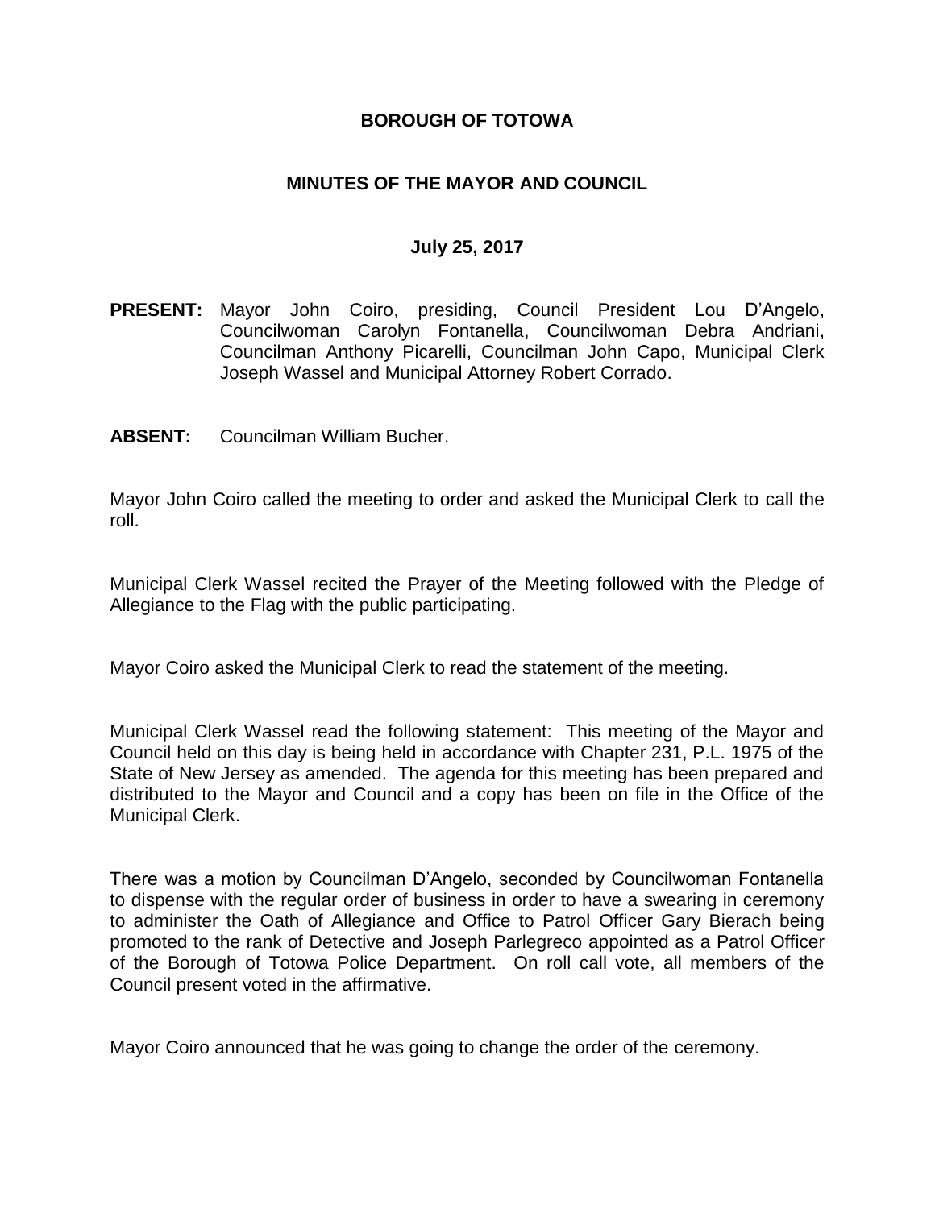# BOROUGH OF TOTOWA

## MINUTES OF THE MAYOR AND COUNCIL

### July 25, 2017

**PRESENT:** Mayor John Coiro, presiding, Council President Lou D'Angelo, Councilwoman Carolyn Fontanella, Councilwoman Debra Andriani, Councilman Anthony Picarelli, Councilman John Capo, Municipal Clerk Joseph Wassel and Municipal Attorney Robert Corrado.

**ABSENT:** Councilman William Bucher.

Mayor John Coiro called the meeting to order and asked the Municipal Clerk to call the roll.

Municipal Clerk Wassel recited the Prayer of the Meeting followed with the Pledge of Allegiance to the Flag with the public participating.

Mayor Coiro asked the Municipal Clerk to read the statement of the meeting.

Municipal Clerk Wassel read the following statement: This meeting of the Mayor and Council held on this day is being held in accordance with Chapter 231, P.L. 1975 of the State of New Jersey as amended. The agenda for this meeting has been prepared and distributed to the Mayor and Council and a copy has been on file in the Office of the Municipal Clerk.

There was a motion by Councilman D'Angelo, seconded by Councilwoman Fontanella to dispense with the regular order of business in order to have a swearing in ceremony to administer the Oath of Allegiance and Office to Patrol Officer Gary Bierach being promoted to the rank of Detective and Joseph Parlegreco appointed as a Patrol Officer of the Borough of Totowa Police Department. On roll call vote, all members of the Council present voted in the affirmative.

Mayor Coiro announced that he was going to change the order of the ceremony.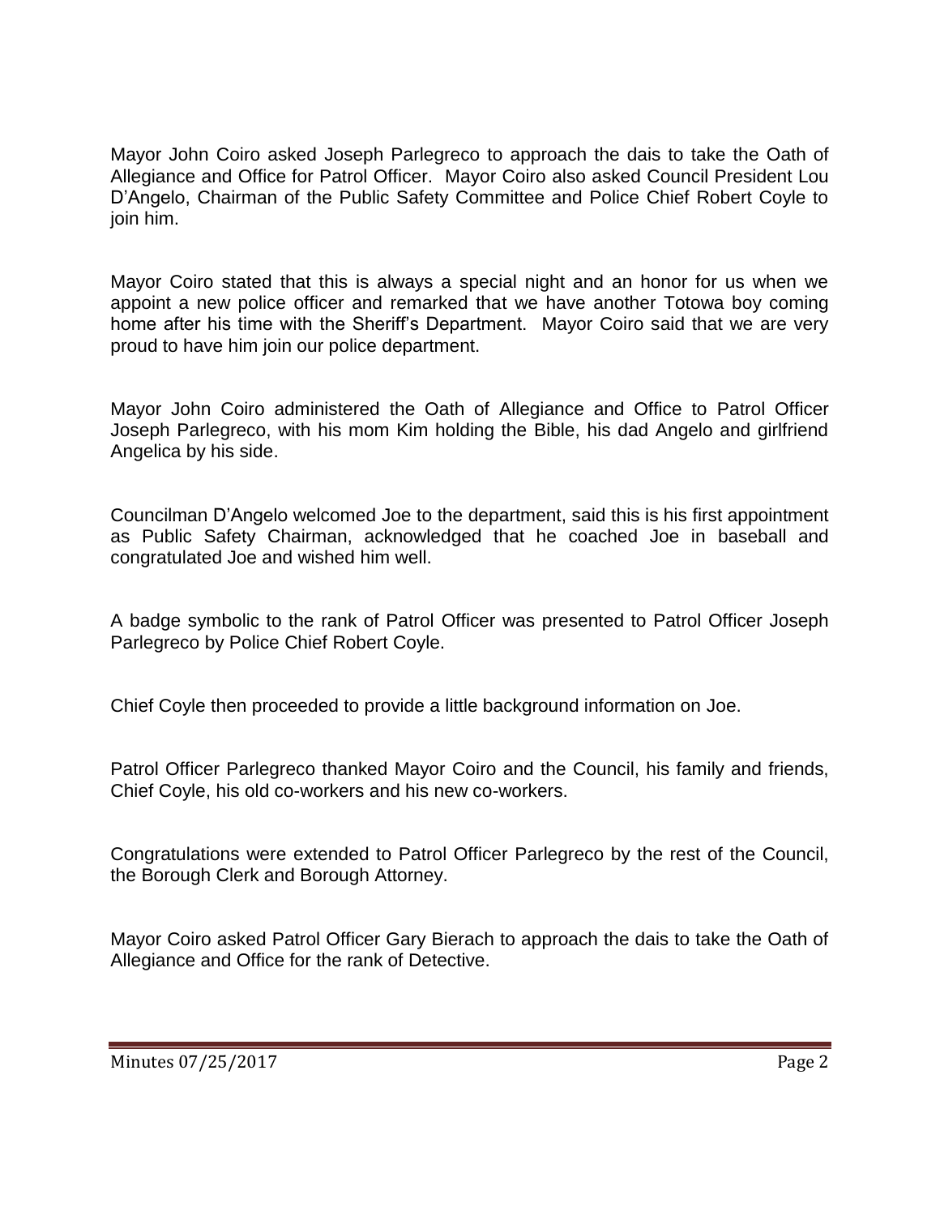Mayor John Coiro asked Joseph Parlegreco to approach the dais to take the Oath of Allegiance and Office for Patrol Officer. Mayor Coiro also asked Council President Lou D'Angelo, Chairman of the Public Safety Committee and Police Chief Robert Coyle to join him.

Mayor Coiro stated that this is always a special night and an honor for us when we appoint a new police officer and remarked that we have another Totowa boy coming home after his time with the Sheriff's Department. Mayor Coiro said that we are very proud to have him join our police department.

Mayor John Coiro administered the Oath of Allegiance and Office to Patrol Officer Joseph Parlegreco, with his mom Kim holding the Bible, his dad Angelo and girlfriend Angelica by his side.

Councilman D'Angelo welcomed Joe to the department, said this is his first appointment as Public Safety Chairman, acknowledged that he coached Joe in baseball and congratulated Joe and wished him well.

A badge symbolic to the rank of Patrol Officer was presented to Patrol Officer Joseph Parlegreco by Police Chief Robert Coyle.

Chief Coyle then proceeded to provide a little background information on Joe.

Patrol Officer Parlegreco thanked Mayor Coiro and the Council, his family and friends, Chief Coyle, his old co-workers and his new co-workers.

Congratulations were extended to Patrol Officer Parlegreco by the rest of the Council, the Borough Clerk and Borough Attorney.

Mayor Coiro asked Patrol Officer Gary Bierach to approach the dais to take the Oath of Allegiance and Office for the rank of Detective.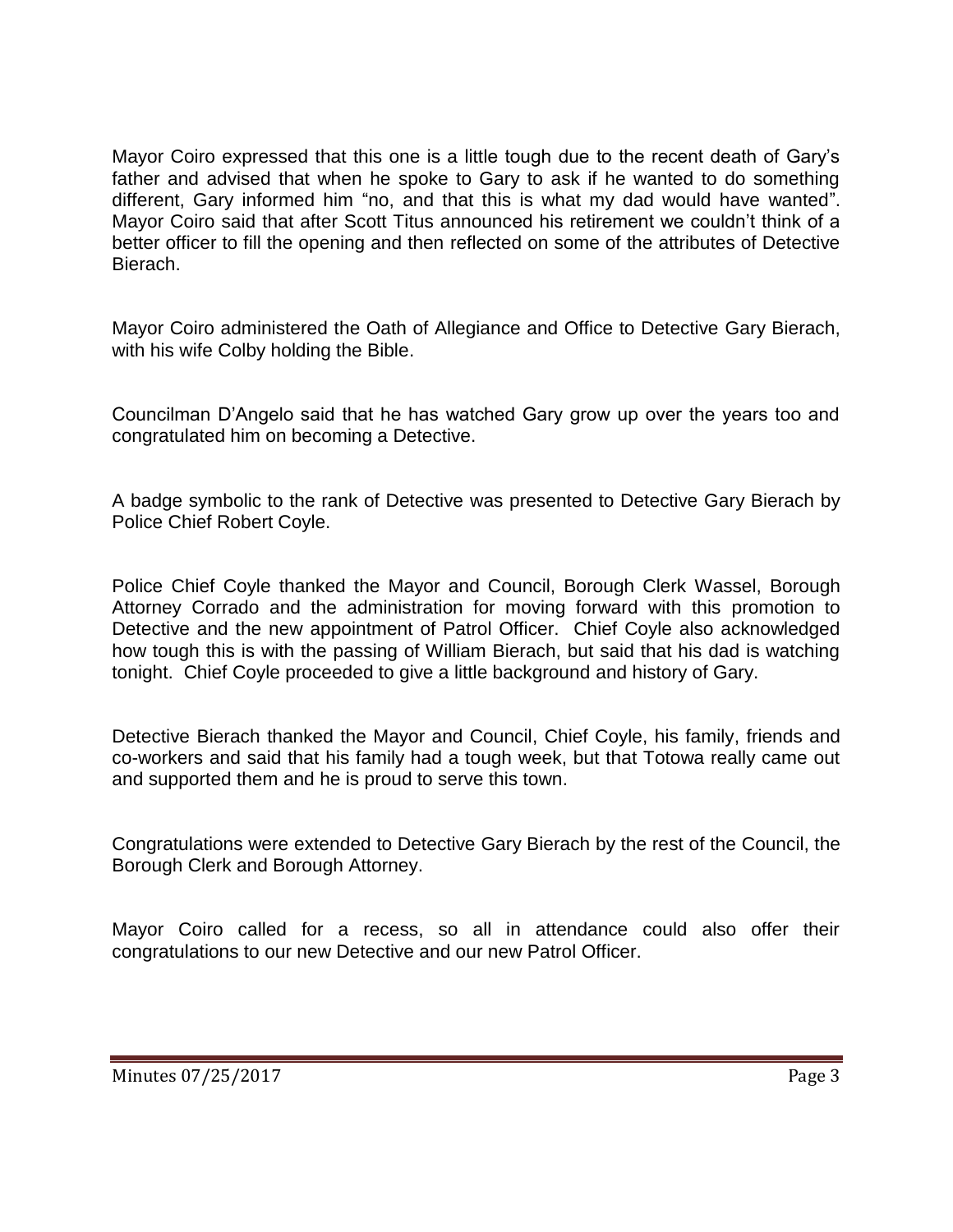Mayor Coiro expressed that this one is a little tough due to the recent death of Gary's father and advised that when he spoke to Gary to ask if he wanted to do something different, Gary informed him "no, and that this is what my dad would have wanted". Mayor Coiro said that after Scott Titus announced his retirement we couldn't think of a better officer to fill the opening and then reflected on some of the attributes of Detective Bierach.

Mayor Coiro administered the Oath of Allegiance and Office to Detective Gary Bierach, with his wife Colby holding the Bible.

Councilman D'Angelo said that he has watched Gary grow up over the years too and congratulated him on becoming a Detective.

A badge symbolic to the rank of Detective was presented to Detective Gary Bierach by Police Chief Robert Coyle.

Police Chief Coyle thanked the Mayor and Council, Borough Clerk Wassel, Borough Attorney Corrado and the administration for moving forward with this promotion to Detective and the new appointment of Patrol Officer. Chief Coyle also acknowledged how tough this is with the passing of William Bierach, but said that his dad is watching tonight. Chief Coyle proceeded to give a little background and history of Gary.

Detective Bierach thanked the Mayor and Council, Chief Coyle, his family, friends and co-workers and said that his family had a tough week, but that Totowa really came out and supported them and he is proud to serve this town.

Congratulations were extended to Detective Gary Bierach by the rest of the Council, the Borough Clerk and Borough Attorney.

Mayor Coiro called for a recess, so all in attendance could also offer their congratulations to our new Detective and our new Patrol Officer.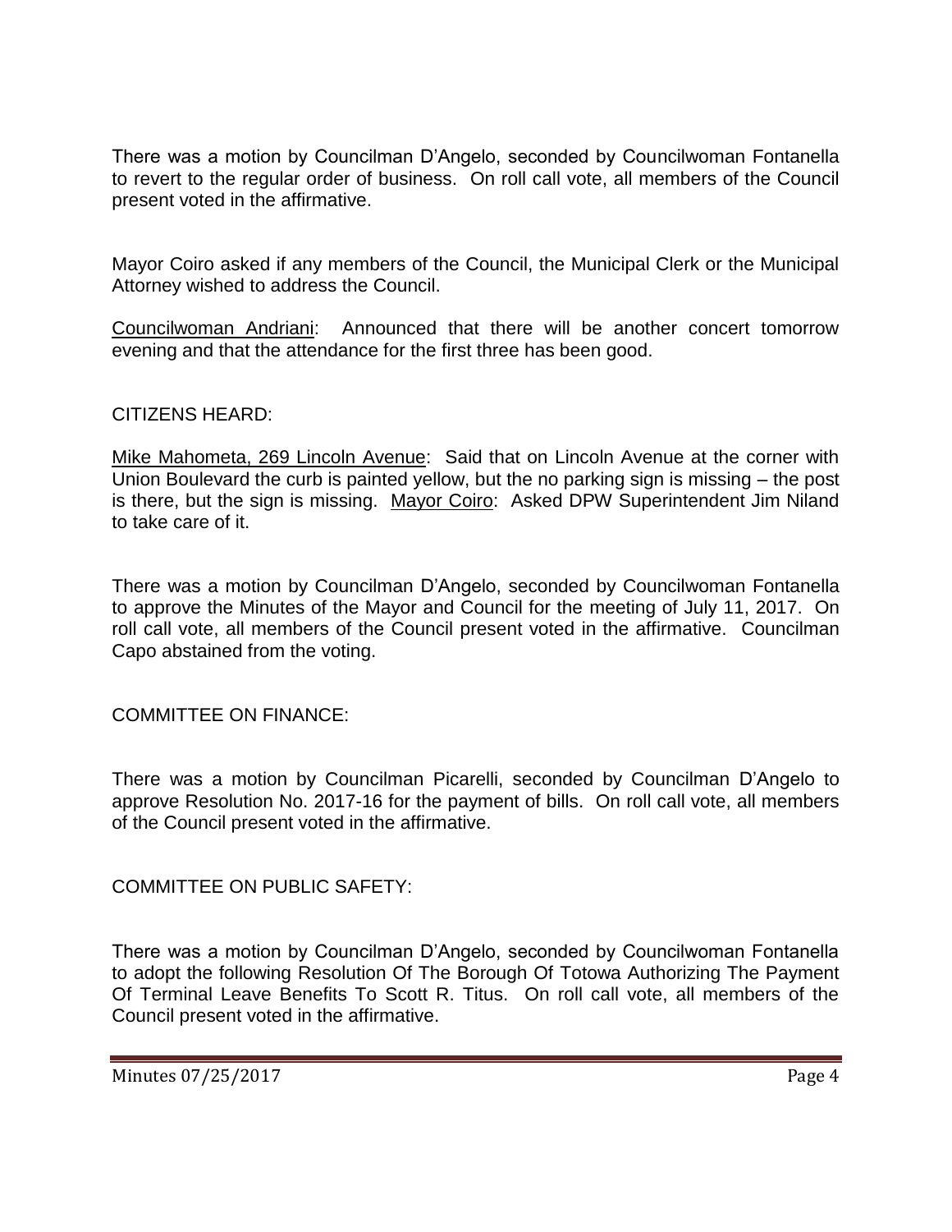There was a motion by Councilman D'Angelo, seconded by Councilwoman Fontanella to revert to the regular order of business. On roll call vote, all members of the Council present voted in the affirmative.

Mayor Coiro asked if any members of the Council, the Municipal Clerk or the Municipal Attorney wished to address the Council.

Councilwoman Andriani: Announced that there will be another concert tomorrow evening and that the attendance for the first three has been good.

CITIZENS HEARD:

Mike Mahometa, 269 Lincoln Avenue: Said that on Lincoln Avenue at the corner with Union Boulevard the curb is painted yellow, but the no parking sign is missing – the post is there, but the sign is missing. Mayor Coiro: Asked DPW Superintendent Jim Niland to take care of it.

There was a motion by Councilman D'Angelo, seconded by Councilwoman Fontanella to approve the Minutes of the Mayor and Council for the meeting of July 11, 2017. On roll call vote, all members of the Council present voted in the affirmative. Councilman Capo abstained from the voting.

COMMITTEE ON FINANCE:

There was a motion by Councilman Picarelli, seconded by Councilman D'Angelo to approve Resolution No. 2017-16 for the payment of bills. On roll call vote, all members of the Council present voted in the affirmative.

COMMITTEE ON PUBLIC SAFETY:

There was a motion by Councilman D'Angelo, seconded by Councilwoman Fontanella to adopt the following Resolution Of The Borough Of Totowa Authorizing The Payment Of Terminal Leave Benefits To Scott R. Titus. On roll call vote, all members of the Council present voted in the affirmative.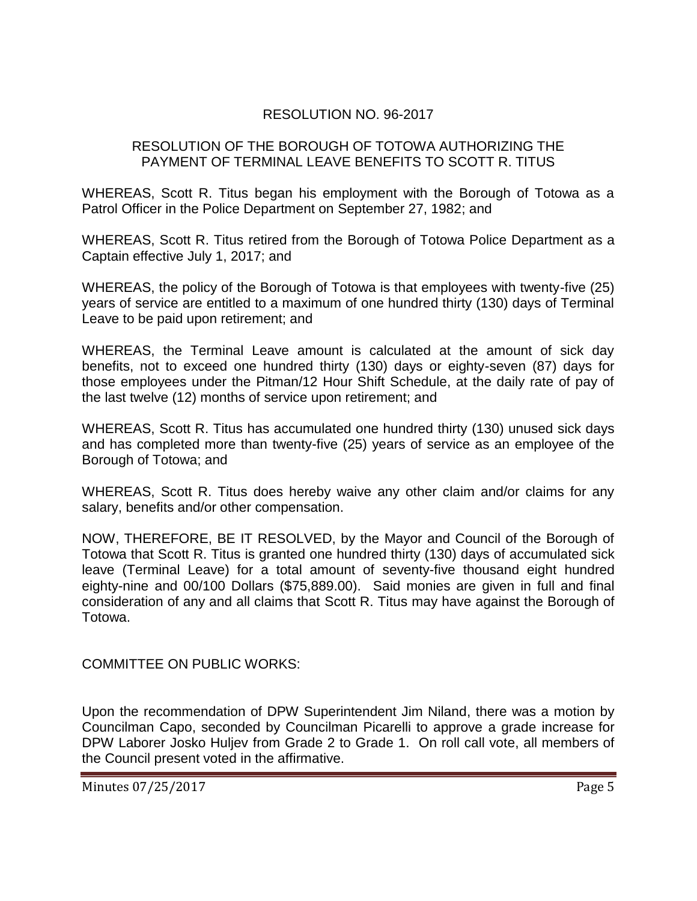RESOLUTION NO. 96-2017

RESOLUTION OF THE BOROUGH OF TOTOWA AUTHORIZING THE PAYMENT OF TERMINAL LEAVE BENEFITS TO SCOTT R. TITUS

WHEREAS, Scott R. Titus began his employment with the Borough of Totowa as a Patrol Officer in the Police Department on September 27, 1982; and

WHEREAS, Scott R. Titus retired from the Borough of Totowa Police Department as a Captain effective July 1, 2017; and

WHEREAS, the policy of the Borough of Totowa is that employees with twenty-five (25) years of service are entitled to a maximum of one hundred thirty (130) days of Terminal Leave to be paid upon retirement; and

WHEREAS, the Terminal Leave amount is calculated at the amount of sick day benefits, not to exceed one hundred thirty (130) days or eighty-seven (87) days for those employees under the Pitman/12 Hour Shift Schedule, at the daily rate of pay of the last twelve (12) months of service upon retirement; and

WHEREAS, Scott R. Titus has accumulated one hundred thirty (130) unused sick days and has completed more than twenty-five (25) years of service as an employee of the Borough of Totowa; and

WHEREAS, Scott R. Titus does hereby waive any other claim and/or claims for any salary, benefits and/or other compensation.

NOW, THEREFORE, BE IT RESOLVED, by the Mayor and Council of the Borough of Totowa that Scott R. Titus is granted one hundred thirty (130) days of accumulated sick leave (Terminal Leave) for a total amount of seventy-five thousand eight hundred eighty-nine and 00/100 Dollars ($75,889.00). Said monies are given in full and final consideration of any and all claims that Scott R. Titus may have against the Borough of Totowa.

COMMITTEE ON PUBLIC WORKS:

Upon the recommendation of DPW Superintendent Jim Niland, there was a motion by Councilman Capo, seconded by Councilman Picarelli to approve a grade increase for DPW Laborer Josko Huljev from Grade 2 to Grade 1. On roll call vote, all members of the Council present voted in the affirmative.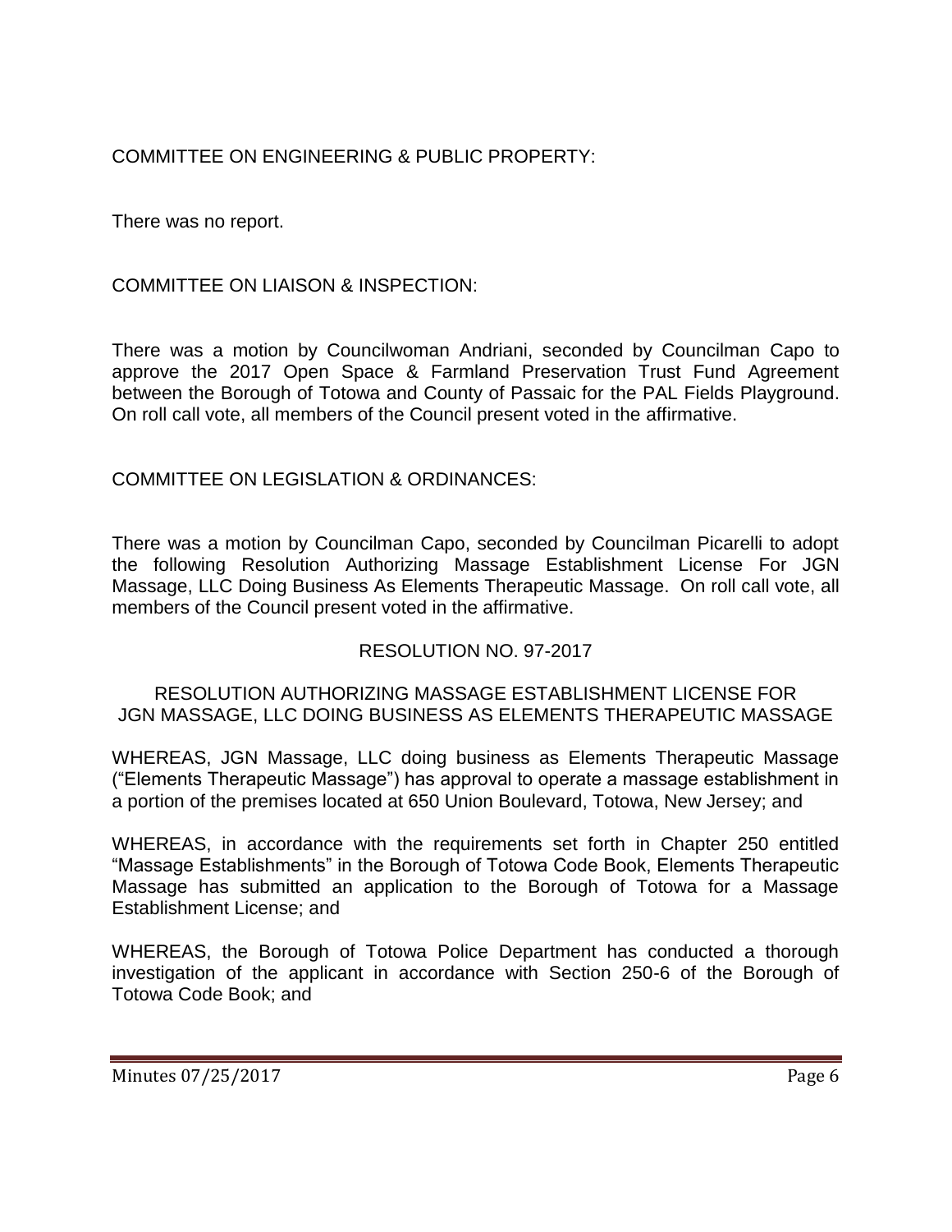COMMITTEE ON ENGINEERING & PUBLIC PROPERTY:

There was no report.

COMMITTEE ON LIAISON & INSPECTION:

There was a motion by Councilwoman Andriani, seconded by Councilman Capo to approve the 2017 Open Space & Farmland Preservation Trust Fund Agreement between the Borough of Totowa and County of Passaic for the PAL Fields Playground. On roll call vote, all members of the Council present voted in the affirmative.

COMMITTEE ON LEGISLATION & ORDINANCES:

There was a motion by Councilman Capo, seconded by Councilman Picarelli to adopt the following Resolution Authorizing Massage Establishment License For JGN Massage, LLC Doing Business As Elements Therapeutic Massage. On roll call vote, all members of the Council present voted in the affirmative.

RESOLUTION NO. 97-2017

RESOLUTION AUTHORIZING MASSAGE ESTABLISHMENT LICENSE FOR JGN MASSAGE, LLC DOING BUSINESS AS ELEMENTS THERAPEUTIC MASSAGE

WHEREAS, JGN Massage, LLC doing business as Elements Therapeutic Massage ("Elements Therapeutic Massage") has approval to operate a massage establishment in a portion of the premises located at 650 Union Boulevard, Totowa, New Jersey; and

WHEREAS, in accordance with the requirements set forth in Chapter 250 entitled "Massage Establishments" in the Borough of Totowa Code Book, Elements Therapeutic Massage has submitted an application to the Borough of Totowa for a Massage Establishment License; and

WHEREAS, the Borough of Totowa Police Department has conducted a thorough investigation of the applicant in accordance with Section 250-6 of the Borough of Totowa Code Book; and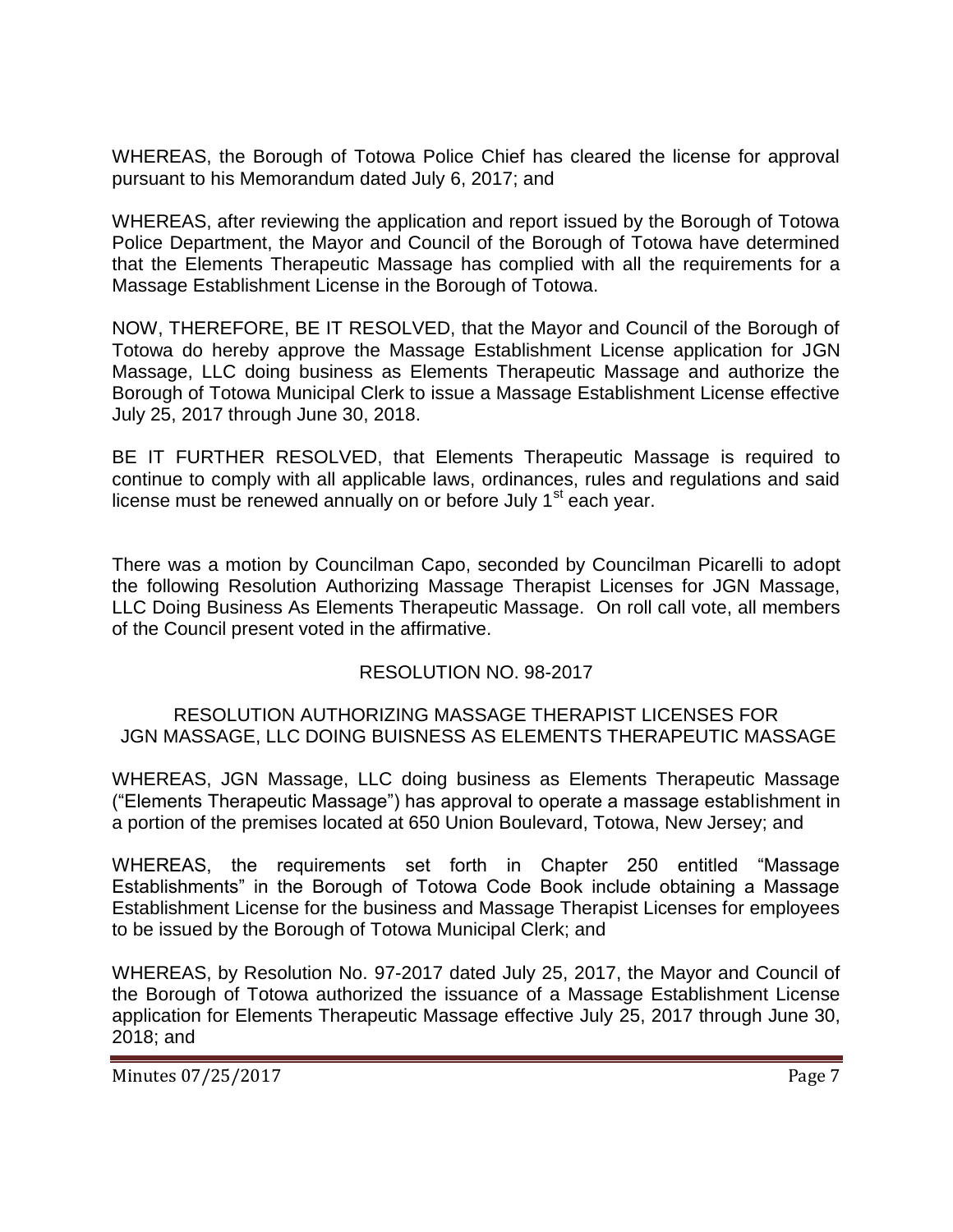WHEREAS, the Borough of Totowa Police Chief has cleared the license for approval pursuant to his Memorandum dated July 6, 2017; and

WHEREAS, after reviewing the application and report issued by the Borough of Totowa Police Department, the Mayor and Council of the Borough of Totowa have determined that the Elements Therapeutic Massage has complied with all the requirements for a Massage Establishment License in the Borough of Totowa.

NOW, THEREFORE, BE IT RESOLVED, that the Mayor and Council of the Borough of Totowa do hereby approve the Massage Establishment License application for JGN Massage, LLC doing business as Elements Therapeutic Massage and authorize the Borough of Totowa Municipal Clerk to issue a Massage Establishment License effective July 25, 2017 through June 30, 2018.

BE IT FURTHER RESOLVED, that Elements Therapeutic Massage is required to continue to comply with all applicable laws, ordinances, rules and regulations and said license must be renewed annually on or before July 1st each year.

There was a motion by Councilman Capo, seconded by Councilman Picarelli to adopt the following Resolution Authorizing Massage Therapist Licenses for JGN Massage, LLC Doing Business As Elements Therapeutic Massage. On roll call vote, all members of the Council present voted in the affirmative.

RESOLUTION NO. 98-2017

RESOLUTION AUTHORIZING MASSAGE THERAPIST LICENSES FOR JGN MASSAGE, LLC DOING BUISNESS AS ELEMENTS THERAPEUTIC MASSAGE

WHEREAS, JGN Massage, LLC doing business as Elements Therapeutic Massage ("Elements Therapeutic Massage") has approval to operate a massage establishment in a portion of the premises located at 650 Union Boulevard, Totowa, New Jersey; and

WHEREAS, the requirements set forth in Chapter 250 entitled "Massage Establishments" in the Borough of Totowa Code Book include obtaining a Massage Establishment License for the business and Massage Therapist Licenses for employees to be issued by the Borough of Totowa Municipal Clerk; and

WHEREAS, by Resolution No. 97-2017 dated July 25, 2017, the Mayor and Council of the Borough of Totowa authorized the issuance of a Massage Establishment License application for Elements Therapeutic Massage effective July 25, 2017 through June 30, 2018; and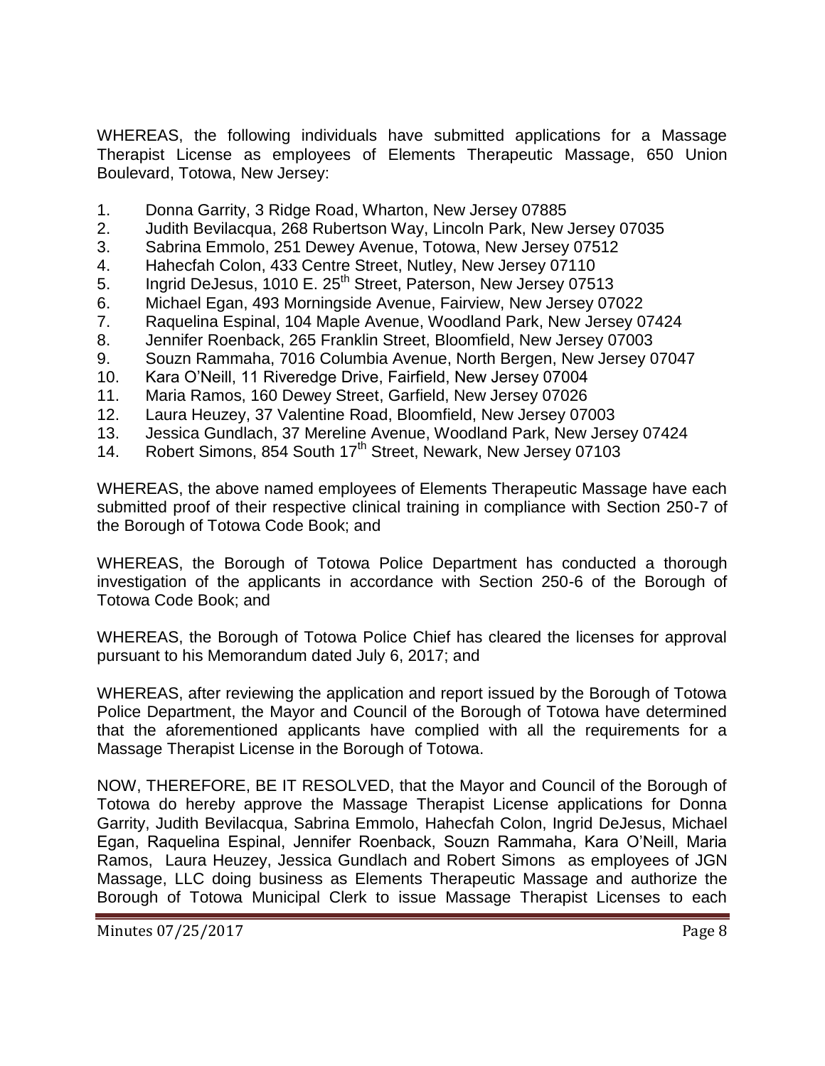WHEREAS, the following individuals have submitted applications for a Massage Therapist License as employees of Elements Therapeutic Massage, 650 Union Boulevard, Totowa, New Jersey:

1. Donna Garrity, 3 Ridge Road, Wharton, New Jersey 07885
2. Judith Bevilacqua, 268 Rubertson Way, Lincoln Park, New Jersey 07035
3. Sabrina Emmolo, 251 Dewey Avenue, Totowa, New Jersey 07512
4. Hahecfah Colon, 433 Centre Street, Nutley, New Jersey 07110
5. Ingrid DeJesus, 1010 E. 25th Street, Paterson, New Jersey 07513
6. Michael Egan, 493 Morningside Avenue, Fairview, New Jersey 07022
7. Raquelina Espinal, 104 Maple Avenue, Woodland Park, New Jersey 07424
8. Jennifer Roenback, 265 Franklin Street, Bloomfield, New Jersey 07003
9. Souzn Rammaha, 7016 Columbia Avenue, North Bergen, New Jersey 07047
10. Kara O'Neill, 11 Riveredge Drive, Fairfield, New Jersey 07004
11. Maria Ramos, 160 Dewey Street, Garfield, New Jersey 07026
12. Laura Heuzey, 37 Valentine Road, Bloomfield, New Jersey 07003
13. Jessica Gundlach, 37 Mereline Avenue, Woodland Park, New Jersey 07424
14. Robert Simons, 854 South 17th Street, Newark, New Jersey 07103

WHEREAS, the above named employees of Elements Therapeutic Massage have each submitted proof of their respective clinical training in compliance with Section 250-7 of the Borough of Totowa Code Book; and

WHEREAS, the Borough of Totowa Police Department has conducted a thorough investigation of the applicants in accordance with Section 250-6 of the Borough of Totowa Code Book; and

WHEREAS, the Borough of Totowa Police Chief has cleared the licenses for approval pursuant to his Memorandum dated July 6, 2017; and

WHEREAS, after reviewing the application and report issued by the Borough of Totowa Police Department, the Mayor and Council of the Borough of Totowa have determined that the aforementioned applicants have complied with all the requirements for a Massage Therapist License in the Borough of Totowa.

NOW, THEREFORE, BE IT RESOLVED, that the Mayor and Council of the Borough of Totowa do hereby approve the Massage Therapist License applications for Donna Garrity, Judith Bevilacqua, Sabrina Emmolo, Hahecfah Colon, Ingrid DeJesus, Michael Egan, Raquelina Espinal, Jennifer Roenback, Souzn Rammaha, Kara O'Neill, Maria Ramos, Laura Heuzey, Jessica Gundlach and Robert Simons as employees of JGN Massage, LLC doing business as Elements Therapeutic Massage and authorize the Borough of Totowa Municipal Clerk to issue Massage Therapist Licenses to each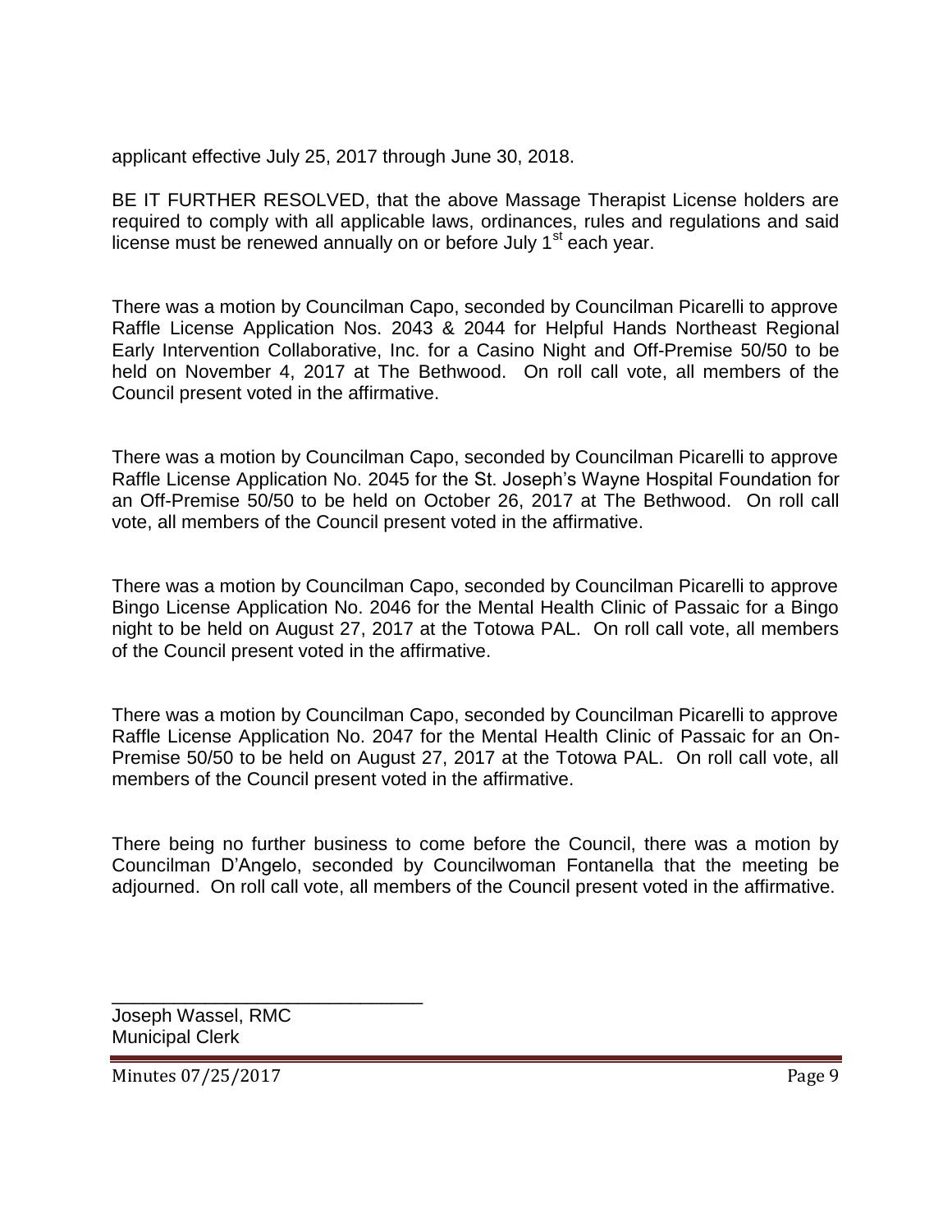applicant effective July 25, 2017 through June 30, 2018.

BE IT FURTHER RESOLVED, that the above Massage Therapist License holders are required to comply with all applicable laws, ordinances, rules and regulations and said license must be renewed annually on or before July 1st each year.

There was a motion by Councilman Capo, seconded by Councilman Picarelli to approve Raffle License Application Nos. 2043 & 2044 for Helpful Hands Northeast Regional Early Intervention Collaborative, Inc. for a Casino Night and Off-Premise 50/50 to be held on November 4, 2017 at The Bethwood. On roll call vote, all members of the Council present voted in the affirmative.

There was a motion by Councilman Capo, seconded by Councilman Picarelli to approve Raffle License Application No. 2045 for the St. Joseph's Wayne Hospital Foundation for an Off-Premise 50/50 to be held on October 26, 2017 at The Bethwood. On roll call vote, all members of the Council present voted in the affirmative.

There was a motion by Councilman Capo, seconded by Councilman Picarelli to approve Bingo License Application No. 2046 for the Mental Health Clinic of Passaic for a Bingo night to be held on August 27, 2017 at the Totowa PAL. On roll call vote, all members of the Council present voted in the affirmative.

There was a motion by Councilman Capo, seconded by Councilman Picarelli to approve Raffle License Application No. 2047 for the Mental Health Clinic of Passaic for an On-Premise 50/50 to be held on August 27, 2017 at the Totowa PAL. On roll call vote, all members of the Council present voted in the affirmative.

There being no further business to come before the Council, there was a motion by Councilman D'Angelo, seconded by Councilwoman Fontanella that the meeting be adjourned. On roll call vote, all members of the Council present voted in the affirmative.

\_\_\_\_\_\_\_\_\_\_\_\_\_\_\_\_\_\_\_\_\_\_\_\_\_\_\_\_\_\_\_\_

Joseph Wassel, RMC
Municipal Clerk